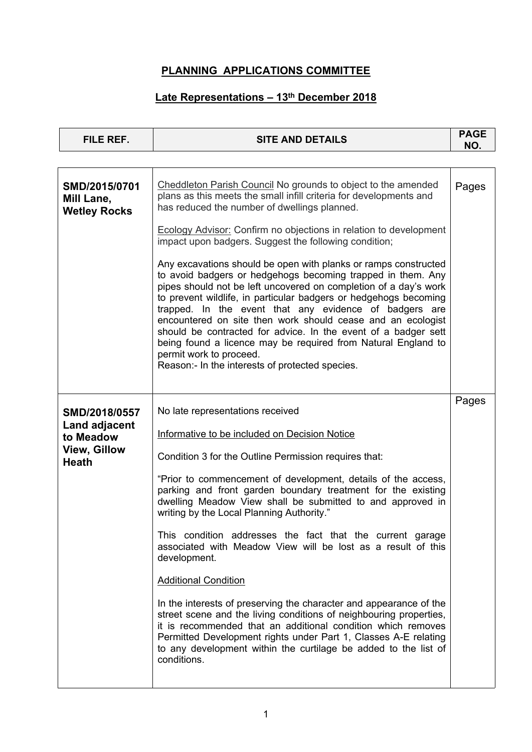# PLANNING APPLICATIONS COMMITTEE

## Late Representations – 13th December 2018

| FILE REF. | SITE AND DETAILS | PAGE NO. |
|---|---|---|
| **SMD/2015/0701 Mill Lane, Wetley Rocks** | Cheddleton Parish Council No grounds to object to the amended plans as this meets the small infill criteria for developments and has reduced the number of dwellings planned.<br><br>Ecology Advisor: Confirm no objections in relation to development impact upon badgers. Suggest the following condition;<br><br>Any excavations should be open with planks or ramps constructed to avoid badgers or hedgehogs becoming trapped in them. Any pipes should not be left uncovered on completion of a day's work to prevent wildlife, in particular badgers or hedgehogs becoming trapped. In the event that any evidence of badgers are encountered on site then work should cease and an ecologist should be contracted for advice. In the event of a badger sett being found a licence may be required from Natural England to permit work to proceed.<br>Reason:- In the interests of protected species. | Pages |
| **SMD/2018/0557 Land adjacent to Meadow View, Gillow Heath** | No late representations received<br><br>Informative to be included on Decision Notice<br><br>Condition 3 for the Outline Permission requires that:<br><br>"Prior to commencement of development, details of the access, parking and front garden boundary treatment for the existing dwelling Meadow View shall be submitted to and approved in writing by the Local Planning Authority."<br><br>This condition addresses the fact that the current garage associated with Meadow View will be lost as a result of this development.<br><br>Additional Condition<br><br>In the interests of preserving the character and appearance of the street scene and the living conditions of neighbouring properties, it is recommended that an additional condition which removes Permitted Development rights under Part 1, Classes A-E relating to any development within the curtilage be added to the list of conditions. | Pages |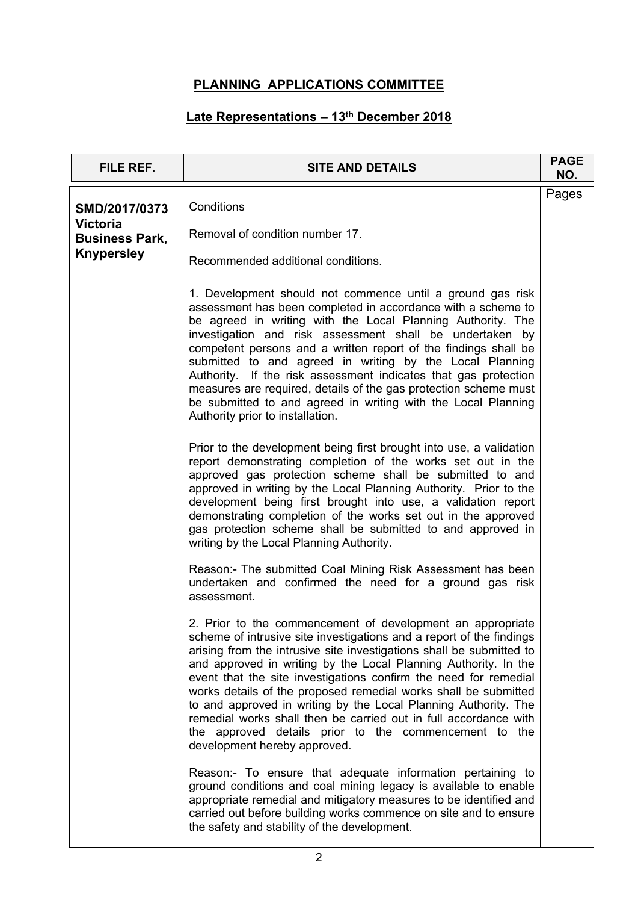# PLANNING APPLICATIONS COMMITTEE

## Late Representations – 13th December 2018

| FILE REF. | SITE AND DETAILS | PAGE NO. |
|---|---|---|
| **SMD/2017/0373 Victoria Business Park, Knypersley** | Conditions<br><br>Removal of condition number 17.<br><br>Recommended additional conditions.<br><br>1. Development should not commence until a ground gas risk assessment has been completed in accordance with a scheme to be agreed in writing with the Local Planning Authority. The investigation and risk assessment shall be undertaken by competent persons and a written report of the findings shall be submitted to and agreed in writing by the Local Planning Authority. If the risk assessment indicates that gas protection measures are required, details of the gas protection scheme must be submitted to and agreed in writing with the Local Planning Authority prior to installation.<br><br>Prior to the development being first brought into use, a validation report demonstrating completion of the works set out in the approved gas protection scheme shall be submitted to and approved in writing by the Local Planning Authority. Prior to the development being first brought into use, a validation report demonstrating completion of the works set out in the approved gas protection scheme shall be submitted to and approved in writing by the Local Planning Authority.<br><br>Reason:- The submitted Coal Mining Risk Assessment has been undertaken and confirmed the need for a ground gas risk assessment.<br><br>2. Prior to the commencement of development an appropriate scheme of intrusive site investigations and a report of the findings arising from the intrusive site investigations shall be submitted to and approved in writing by the Local Planning Authority. In the event that the site investigations confirm the need for remedial works details of the proposed remedial works shall be submitted to and approved in writing by the Local Planning Authority. The remedial works shall then be carried out in full accordance with the approved details prior to the commencement to the development hereby approved.<br><br>Reason:- To ensure that adequate information pertaining to ground conditions and coal mining legacy is available to enable appropriate remedial and mitigatory measures to be identified and carried out before building works commence on site and to ensure the safety and stability of the development. | Pages |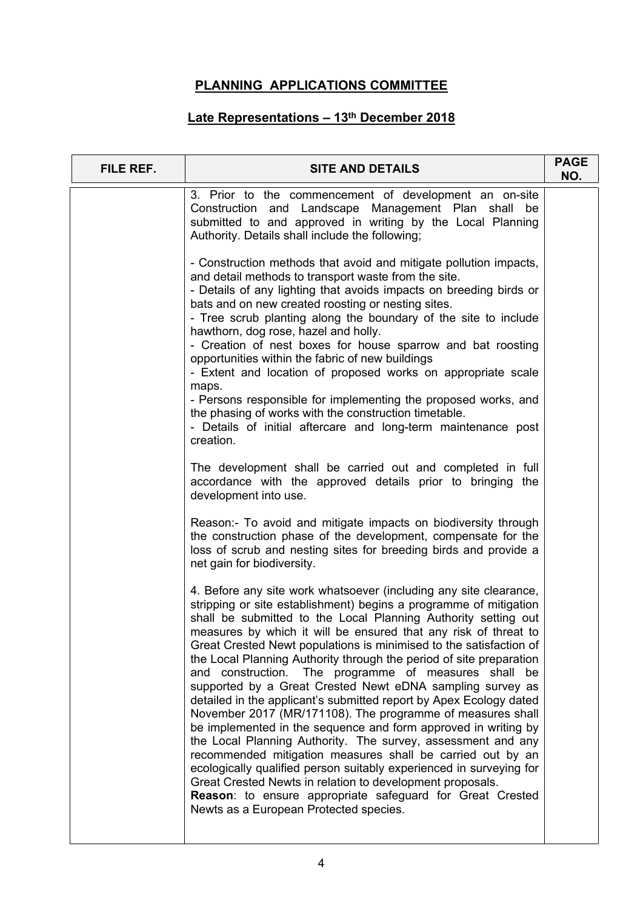## PLANNING APPLICATIONS COMMITTEE

## Late Representations – 13th December 2018

| FILE REF. | SITE AND DETAILS | PAGE NO. |
|---|---|---|
| | 3. Prior to the commencement of development an on-site Construction and Landscape Management Plan shall be submitted to and approved in writing by the Local Planning Authority. Details shall include the following;<br><br>- Construction methods that avoid and mitigate pollution impacts, and detail methods to transport waste from the site.<br>- Details of any lighting that avoids impacts on breeding birds or bats and on new created roosting or nesting sites.<br>- Tree scrub planting along the boundary of the site to include hawthorn, dog rose, hazel and holly.<br>- Creation of nest boxes for house sparrow and bat roosting opportunities within the fabric of new buildings<br>- Extent and location of proposed works on appropriate scale maps.<br>- Persons responsible for implementing the proposed works, and the phasing of works with the construction timetable.<br>- Details of initial aftercare and long-term maintenance post creation.<br><br>The development shall be carried out and completed in full accordance with the approved details prior to bringing the development into use.<br><br>Reason:- To avoid and mitigate impacts on biodiversity through the construction phase of the development, compensate for the loss of scrub and nesting sites for breeding birds and provide a net gain for biodiversity.<br><br>4. Before any site work whatsoever (including any site clearance, stripping or site establishment) begins a programme of mitigation shall be submitted to the Local Planning Authority setting out measures by which it will be ensured that any risk of threat to Great Crested Newt populations is minimised to the satisfaction of the Local Planning Authority through the period of site preparation and construction. The programme of measures shall be supported by a Great Crested Newt eDNA sampling survey as detailed in the applicant's submitted report by Apex Ecology dated November 2017 (MR/171108). The programme of measures shall be implemented in the sequence and form approved in writing by the Local Planning Authority. The survey, assessment and any recommended mitigation measures shall be carried out by an ecologically qualified person suitably experienced in surveying for Great Crested Newts in relation to development proposals.<br>**Reason**: to ensure appropriate safeguard for Great Crested Newts as a European Protected species. | |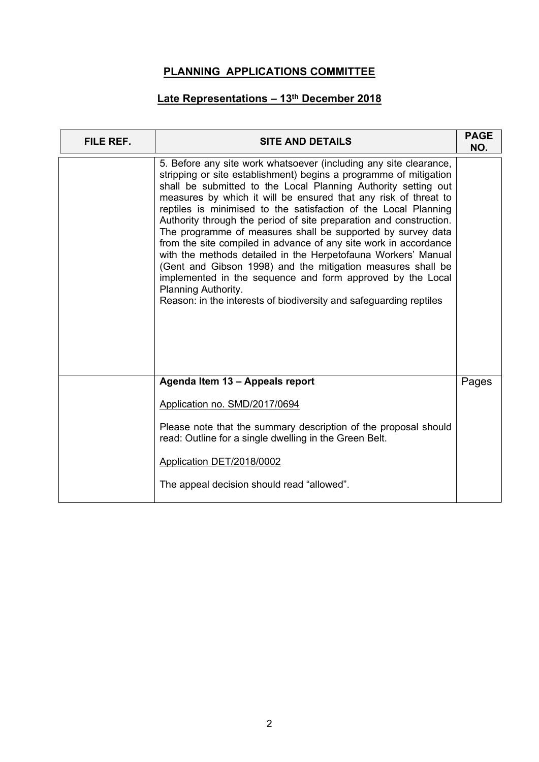# PLANNING APPLICATIONS COMMITTEE

## Late Representations – 13th December 2018

| FILE REF. | SITE AND DETAILS | PAGE NO. |
| --- | --- | --- |
| | 5. Before any site work whatsoever (including any site clearance, stripping or site establishment) begins a programme of mitigation shall be submitted to the Local Planning Authority setting out measures by which it will be ensured that any risk of threat to reptiles is minimised to the satisfaction of the Local Planning Authority through the period of site preparation and construction. The programme of measures shall be supported by survey data from the site compiled in advance of any site work in accordance with the methods detailed in the Herpetofauna Workers' Manual (Gent and Gibson 1998) and the mitigation measures shall be implemented in the sequence and form approved by the Local Planning Authority.<br>Reason: in the interests of biodiversity and safeguarding reptiles | |
| | **Agenda Item 13 – Appeals report**<br><br>Application no. SMD/2017/0694<br><br>Please note that the summary description of the proposal should read: Outline for a single dwelling in the Green Belt.<br><br>Application DET/2018/0002<br><br>The appeal decision should read "allowed". | Pages |